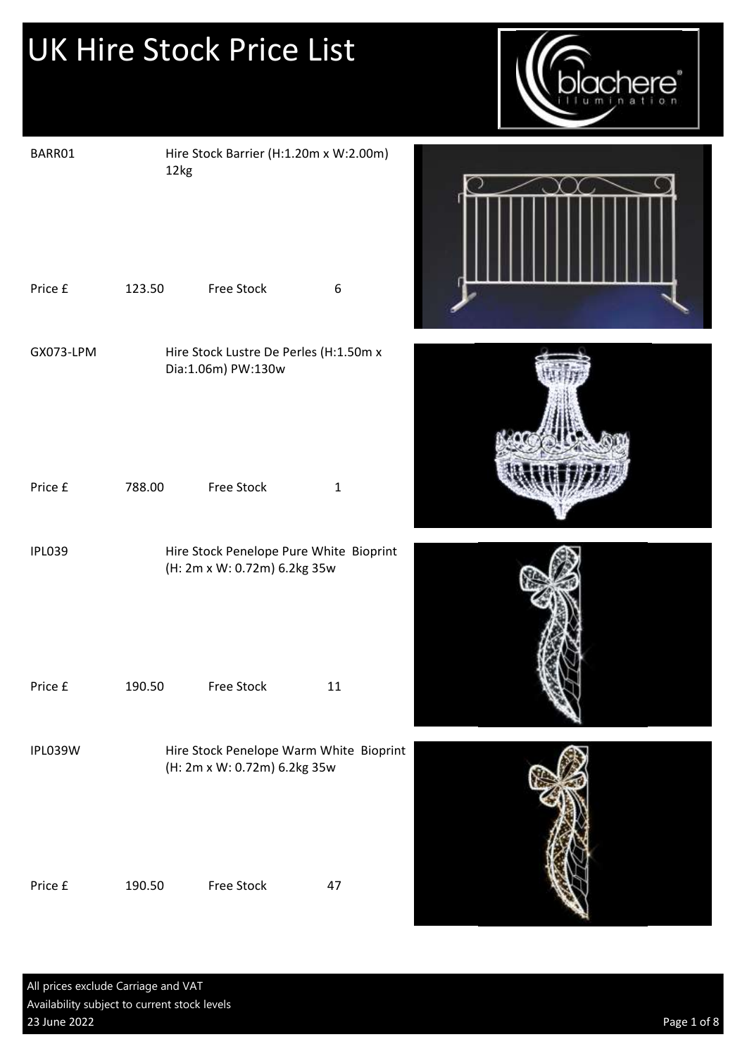# UK Hire Stock Price List

BARR01 — Hire Stock Barrier (H:1.20m x W:2.00m) 12kg

Price £ 123.50 Free Stock 6

GX073-LPM — Hire Stock Lustre De Perles (H:1.50m x Dia:1.06m) PW:130w

Price £ 788.00 Free Stock 1

IPL039 — Hire Stock Penelope Pure White Bioprint (H: 2m x W: 0.72m) 6.2kg 35w

Price £ 190.50 Free Stock 11

IPL039W — Hire Stock Penelope Warm White Bioprint (H: 2m x W: 0.72m) 6.2kg 35w

Price £ 190.50 Free Stock 47

All prices exclude Carriage and VAT
Availability subject to current stock levels
23 June 2022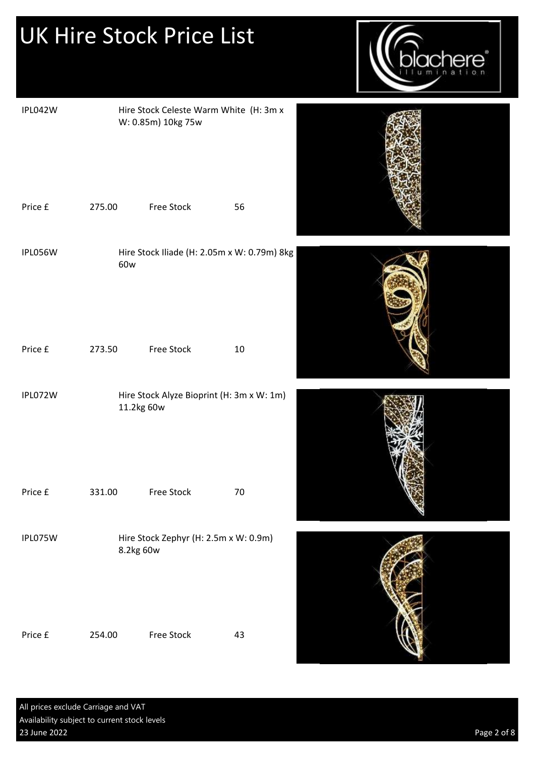# UK Hire Stock Price List

IPL042W — Hire Stock Celeste Warm White (H: 3m x W: 0.85m) 10kg 75w

Price £ 275.00 Free Stock 56

IPL056W — Hire Stock Iliade (H: 2.05m x W: 0.79m) 8kg 60w

Price £ 273.50 Free Stock 10

IPL072W — Hire Stock Alyze Bioprint (H: 3m x W: 1m) 11.2kg 60w

Price £ 331.00 Free Stock 70

IPL075W — Hire Stock Zephyr (H: 2.5m x W: 0.9m) 8.2kg 60w

Price £ 254.00 Free Stock 43

All prices exclude Carriage and VAT

Availability subject to current stock levels

23 June 2022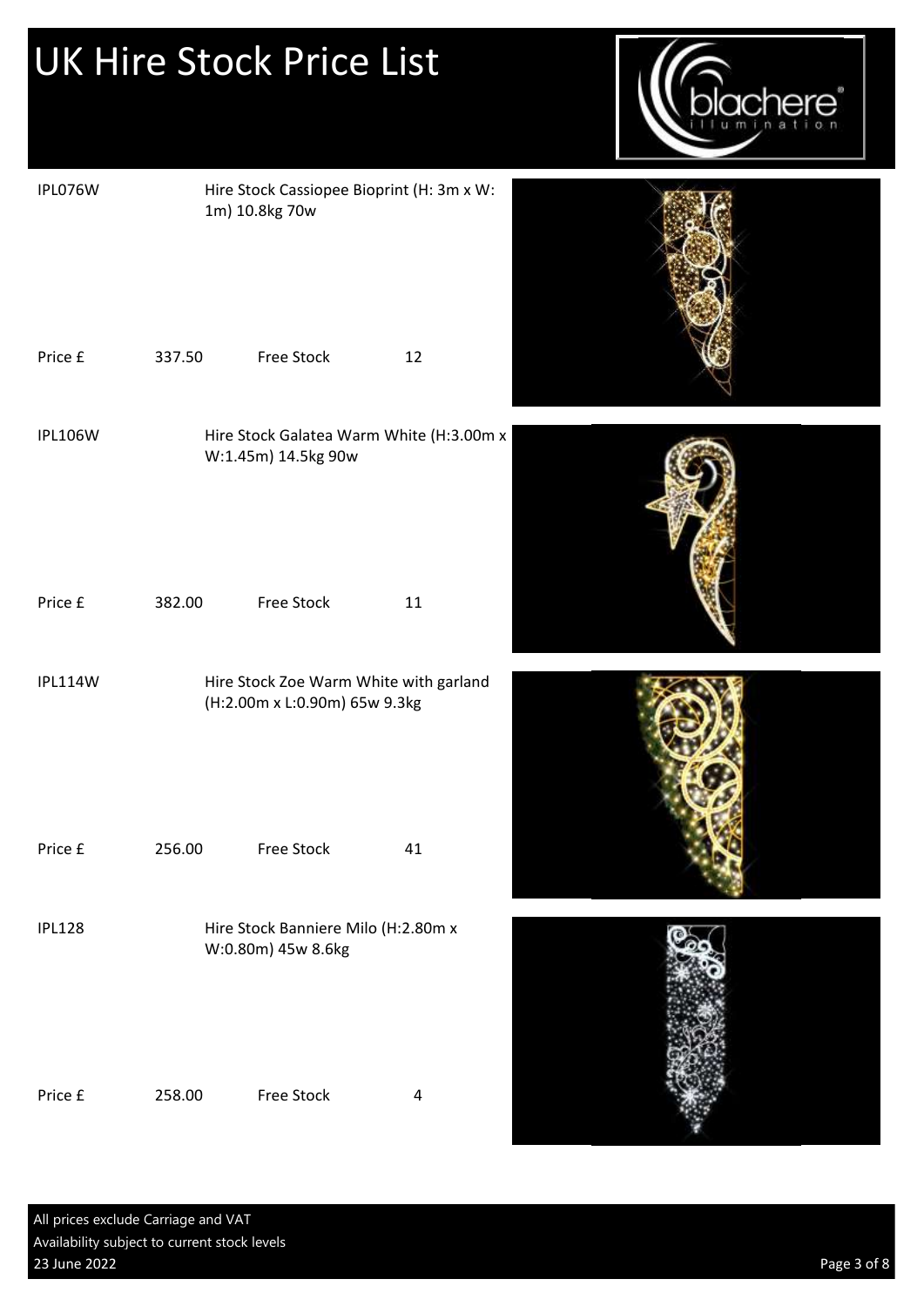# UK Hire Stock Price List

IPL076W

Hire Stock Cassiopee Bioprint (H: 3m x W: 1m) 10.8kg 70w

Price £ 337.50 Free Stock 12

IPL106W

Hire Stock Galatea Warm White (H:3.00m x W:1.45m) 14.5kg 90w

Price £ 382.00 Free Stock 11

IPL114W

Hire Stock Zoe Warm White with garland (H:2.00m x L:0.90m) 65w 9.3kg

Price £ 256.00 Free Stock 41

IPL128

Hire Stock Banniere Milo (H:2.80m x W:0.80m) 45w 8.6kg

Price £ 258.00 Free Stock 4

All prices exclude Carriage and VAT
Availability subject to current stock levels
23 June 2022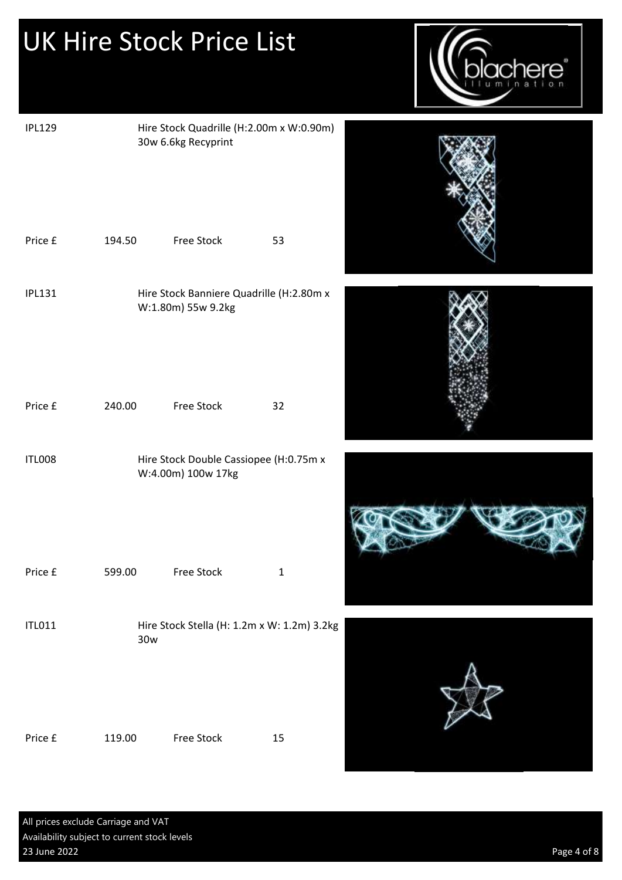# UK Hire Stock Price List

IPL129 — Hire Stock Quadrille (H:2.00m x W:0.90m) 30w 6.6kg Recyprint

Price £ 194.50 — Free Stock 53

IPL131 — Hire Stock Banniere Quadrille (H:2.80m x W:1.80m) 55w 9.2kg

Price £ 240.00 — Free Stock 32

ITL008 — Hire Stock Double Cassiopee (H:0.75m x W:4.00m) 100w 17kg

Price £ 599.00 — Free Stock 1

ITL011 — Hire Stock Stella (H: 1.2m x W: 1.2m) 3.2kg 30w

Price £ 119.00 — Free Stock 15

All prices exclude Carriage and VAT

Availability subject to current stock levels

23 June 2022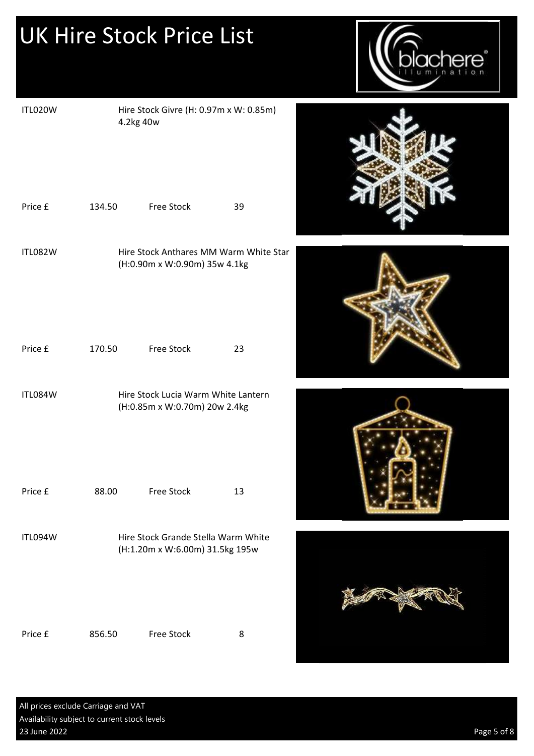# UK Hire Stock Price List

ITL020W — Hire Stock Givre (H: 0.97m x W: 0.85m) 4.2kg 40w

Price £ 134.50 — Free Stock 39

ITL082W — Hire Stock Anthares MM Warm White Star (H:0.90m x W:0.90m) 35w 4.1kg

Price £ 170.50 — Free Stock 23

ITL084W — Hire Stock Lucia Warm White Lantern (H:0.85m x W:0.70m) 20w 2.4kg

Price £ 88.00 — Free Stock 13

ITL094W — Hire Stock Grande Stella Warm White (H:1.20m x W:6.00m) 31.5kg 195w

Price £ 856.50 — Free Stock 8

All prices exclude Carriage and VAT

Availability subject to current stock levels

23 June 2022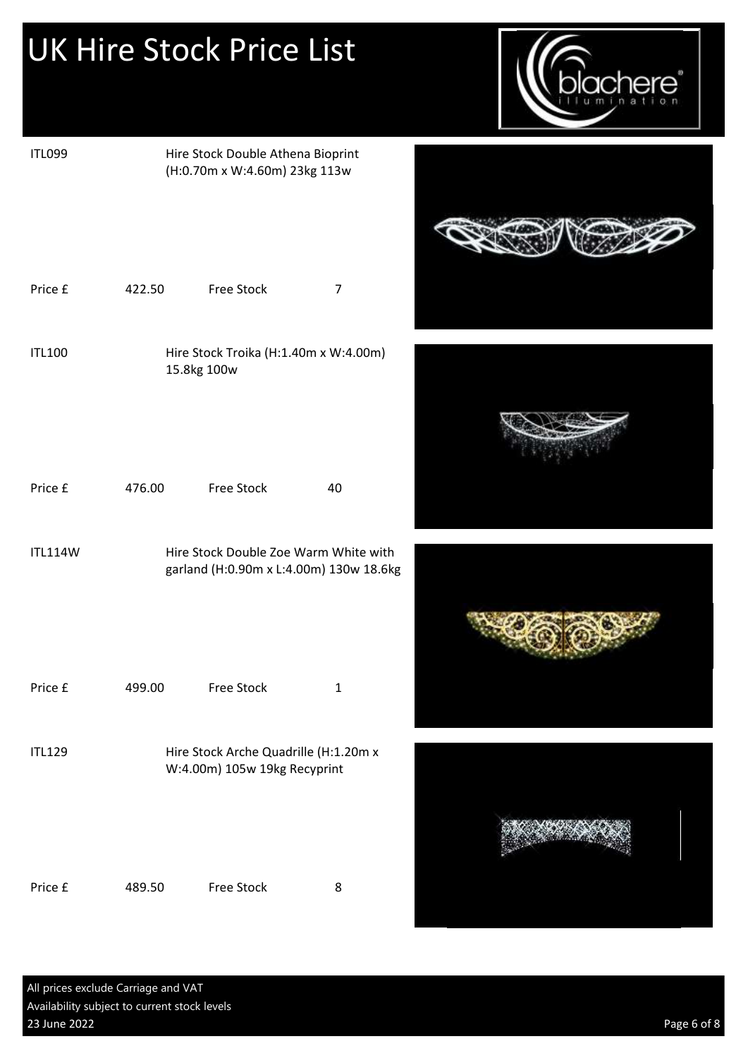# UK Hire Stock Price List

ITL099 — Hire Stock Double Athena Bioprint (H:0.70m x W:4.60m) 23kg 113w

Price £ 422.50 — Free Stock 7

ITL100 — Hire Stock Troika (H:1.40m x W:4.00m) 15.8kg 100w

Price £ 476.00 — Free Stock 40

ITL114W — Hire Stock Double Zoe Warm White with garland (H:0.90m x L:4.00m) 130w 18.6kg

Price £ 499.00 — Free Stock 1

ITL129 — Hire Stock Arche Quadrille (H:1.20m x W:4.00m) 105w 19kg Recyprint

Price £ 489.50 — Free Stock 8

All prices exclude Carriage and VAT

Availability subject to current stock levels

23 June 2022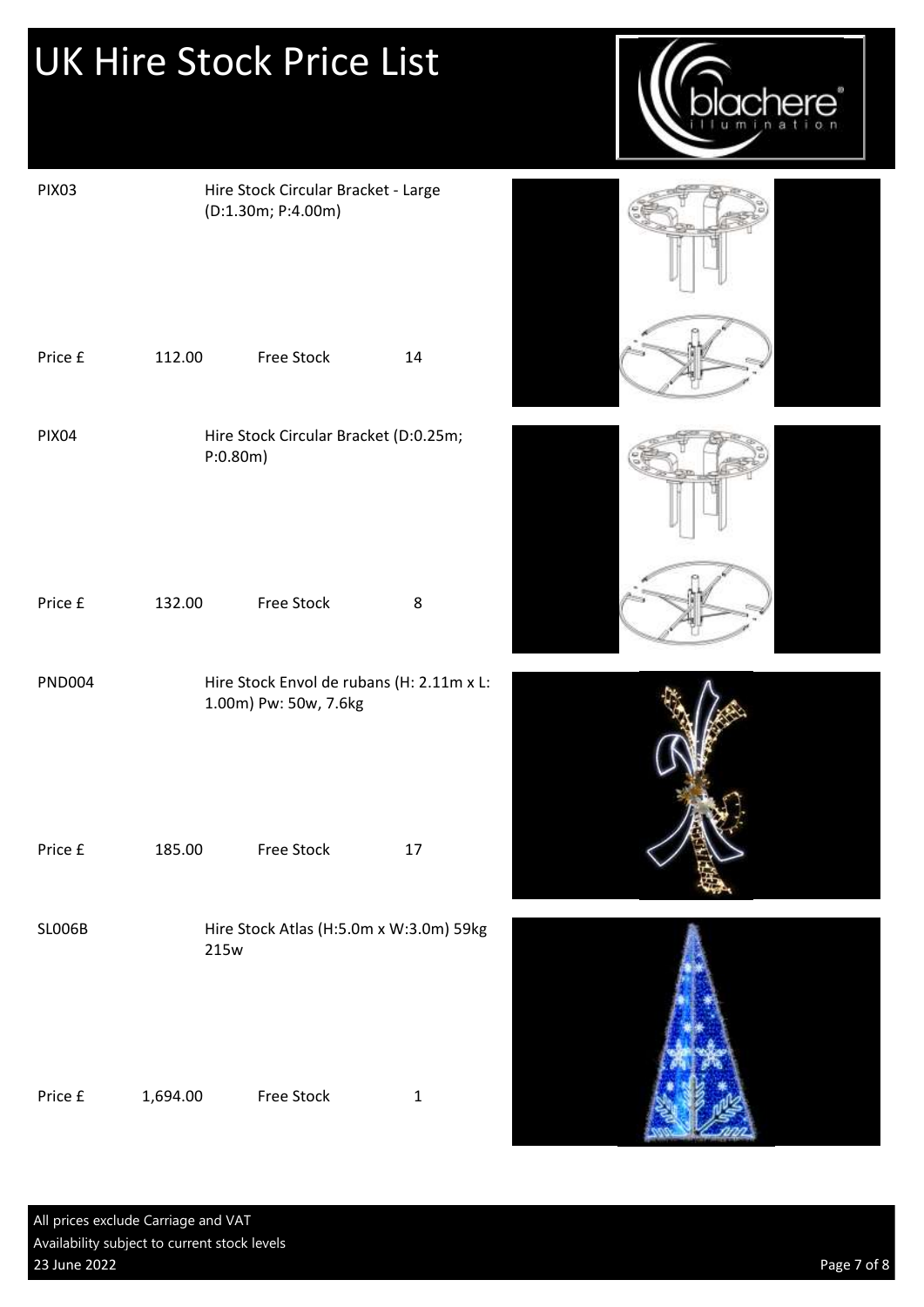# UK Hire Stock Price List

PIX03

Hire Stock Circular Bracket - Large (D:1.30m; P:4.00m)

Price £ 112.00 Free Stock 14

PIX04

Hire Stock Circular Bracket (D:0.25m; P:0.80m)

Price £ 132.00 Free Stock 8

PND004

Hire Stock Envol de rubans (H: 2.11m x L: 1.00m) Pw: 50w, 7.6kg

Price £ 185.00 Free Stock 17

SL006B

Hire Stock Atlas (H:5.0m x W:3.0m) 59kg 215w

Price £ 1,694.00 Free Stock 1

All prices exclude Carriage and VAT
Availability subject to current stock levels
23 June 2022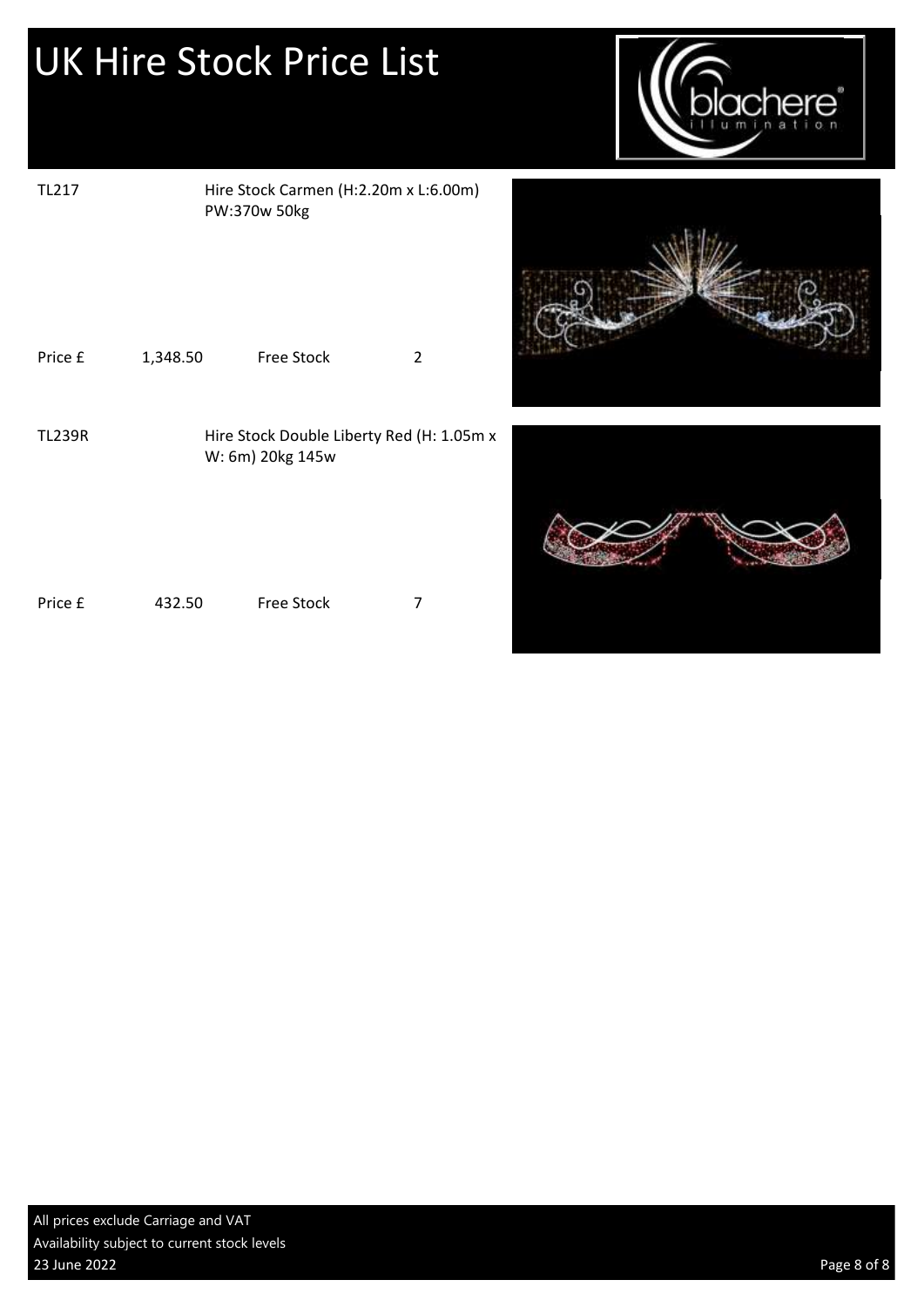# UK Hire Stock Price List

TL217 Hire Stock Carmen (H:2.20m x L:6.00m) PW:370w 50kg

Price £ 1,348.50 Free Stock 2

TL239R Hire Stock Double Liberty Red (H: 1.05m x W: 6m) 20kg 145w

Price £ 432.50 Free Stock 7

All prices exclude Carriage and VAT

Availability subject to current stock levels

23 June 2022